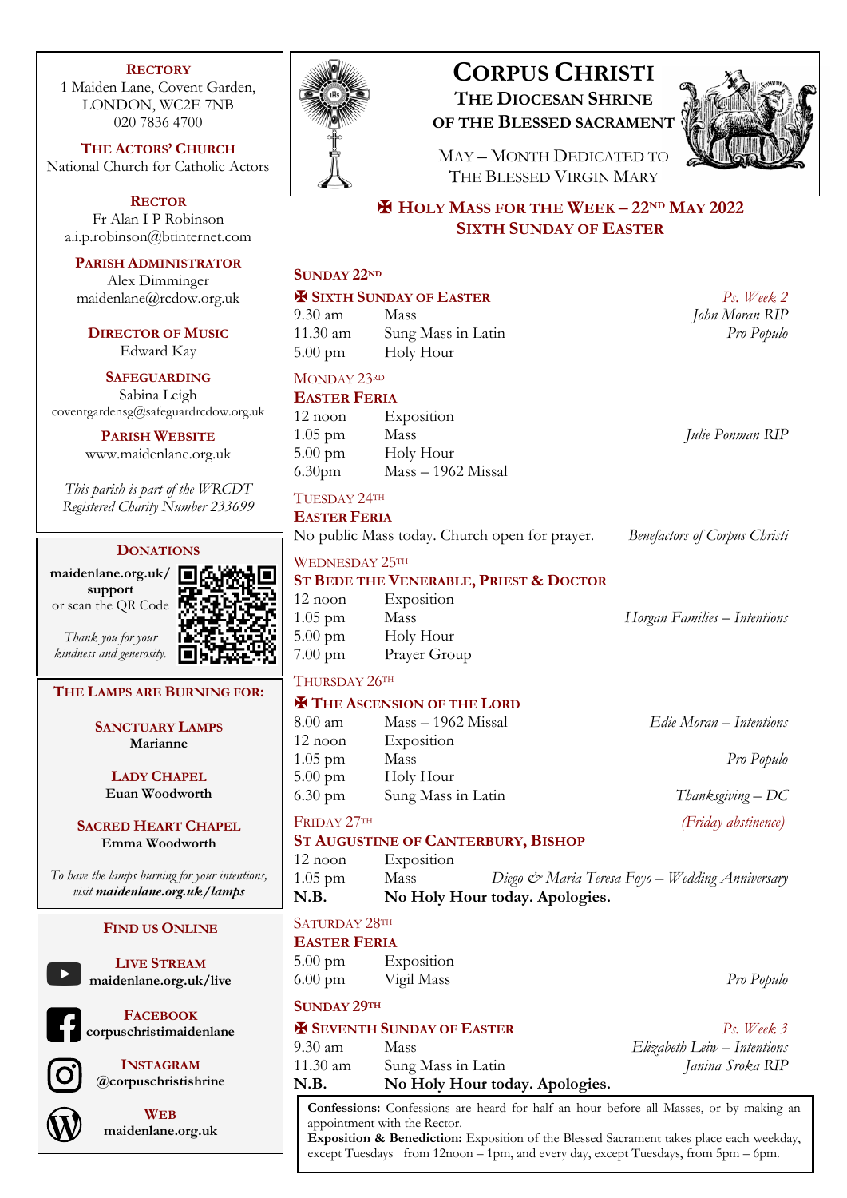# Corpus Christi

## The Diocesan Shrine of the Blessed Sacrament

May – Month Dedicated to The Blessed Virgin Mary

## ✠ Holy Mass for the Week – 22nd May 2022
## Sixth Sunday of Easter

### Sunday 22nd

**✠ Sixth Sunday of Easter** — *Ps. Week 2*

| | | |
|---|---|---|
| 9.30 am | Mass | *John Moran RIP* |
| 11.30 am | Sung Mass in Latin | *Pro Populo* |
| 5.00 pm | Holy Hour | |

### Monday 23rd

**Easter Feria**

| | | |
|---|---|---|
| 12 noon | Exposition | |
| 1.05 pm | Mass | *Julie Ponman RIP* |
| 5.00 pm | Holy Hour | |
| 6.30pm | Mass – 1962 Missal | |

### Tuesday 24th

**Easter Feria**

No public Mass today. Church open for prayer. — *Benefactors of Corpus Christi*

### Wednesday 25th

**St Bede the Venerable, Priest & Doctor**

| | | |
|---|---|---|
| 12 noon | Exposition | |
| 1.05 pm | Mass | *Horgan Families – Intentions* |
| 5.00 pm | Holy Hour | |
| 7.00 pm | Prayer Group | |

### Thursday 26th

**✠ The Ascension of the Lord**

| | | |
|---|---|---|
| 8.00 am | Mass – 1962 Missal | *Edie Moran – Intentions* |
| 12 noon | Exposition | |
| 1.05 pm | Mass | *Pro Populo* |
| 5.00 pm | Holy Hour | |
| 6.30 pm | Sung Mass in Latin | *Thanksgiving – DC* |

### Friday 27th

*(Friday abstinence)*

**St Augustine of Canterbury, Bishop**

| | | |
|---|---|---|
| 12 noon | Exposition | |
| 1.05 pm | Mass | *Diego & Maria Teresa Foyo – Wedding Anniversary* |
| **N.B.** | **No Holy Hour today. Apologies.** | |

### Saturday 28th

**Easter Feria**

| | | |
|---|---|---|
| 5.00 pm | Exposition | |
| 6.00 pm | Vigil Mass | *Pro Populo* |

### Sunday 29th

**✠ Seventh Sunday of Easter** — *Ps. Week 3*

| | | |
|---|---|---|
| 9.30 am | Mass | *Elizabeth Leiw – Intentions* |
| 11.30 am | Sung Mass in Latin | *Janina Sroka RIP* |
| **N.B.** | **No Holy Hour today. Apologies.** | |

**Confessions:** Confessions are heard for half an hour before all Masses, or by making an appointment with the Rector.
**Exposition & Benediction:** Exposition of the Blessed Sacrament takes place each weekday, except Tuesdays from 12noon – 1pm, and every day, except Tuesdays, from 5pm – 6pm.

---

**Rectory**
1 Maiden Lane, Covent Garden,
LONDON, WC2E 7NB
020 7836 4700

**The Actors' Church**
National Church for Catholic Actors

**Rector**
Fr Alan I P Robinson
a.i.p.robinson@btinternet.com

**Parish Administrator**
Alex Dimminger
maidenlane@rcdow.org.uk

**Director of Music**
Edward Kay

**Safeguarding**
Sabina Leigh
coventgardensg@safeguardrcdow.org.uk

**Parish Website**
www.maidenlane.org.uk

*This parish is part of the WRCDT Registered Charity Number 233699*

**Donations**

**maidenlane.org.uk/support** or scan the QR Code

*Thank you for your kindness and generosity.*

**The Lamps are Burning for:**

**Sanctuary Lamps**
**Marianne**

**Lady Chapel**
**Euan Woodworth**

**Sacred Heart Chapel**
**Emma Woodworth**

*To have the lamps burning for your intentions, visit **maidenlane.org.uk/lamps***

**Find us Online**

**Live Stream**
**maidenlane.org.uk/live**

**Facebook**
**corpuschristimaidenlane**

**Instagram**
**@corpuschristishrine**

**Web**
**maidenlane.org.uk**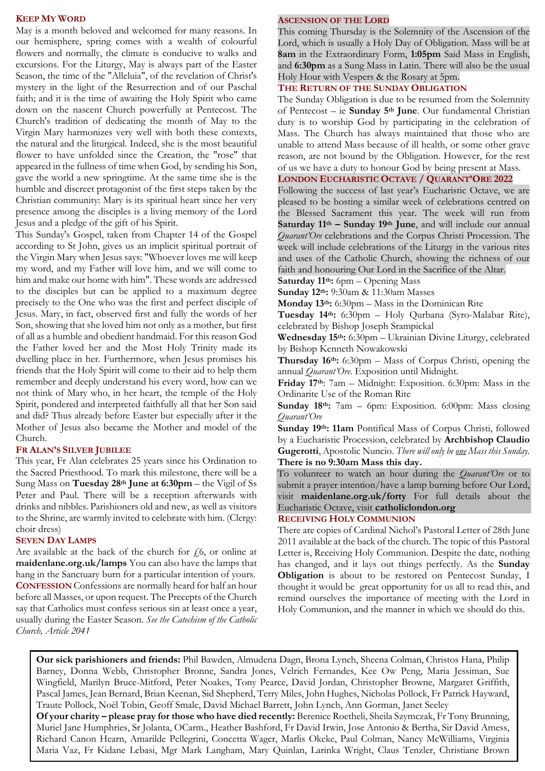## Keep My Word

May is a month beloved and welcomed for many reasons. In our hemisphere, spring comes with a wealth of colourful flowers and normally, the climate is conducive to walks and excursions. For the Liturgy, May is always part of the Easter Season, the time of the "Alleluia", of the revelation of Christ's mystery in the light of the Resurrection and of our Paschal faith; and it is the time of awaiting the Holy Spirit who came down on the nascent Church powerfully at Pentecost. The Church's tradition of dedicating the month of May to the Virgin Mary harmonizes very well with both these contexts, the natural and the liturgical. Indeed, she is the most beautiful flower to have unfolded since the Creation, the "rose" that appeared in the fullness of time when God, by sending his Son, gave the world a new springtime. At the same time she is the humble and discreet protagonist of the first steps taken by the Christian community: Mary is its spiritual heart since her very presence among the disciples is a living memory of the Lord Jesus and a pledge of the gift of his Spirit.

This Sunday's Gospel, taken from Chapter 14 of the Gospel according to St John, gives us an implicit spiritual portrait of the Virgin Mary when Jesus says: "Whoever loves me will keep my word, and my Father will love him, and we will come to him and make our home with him". These words are addressed to the disciples but can be applied to a maximum degree precisely to the One who was the first and perfect disciple of Jesus. Mary, in fact, observed first and fully the words of her Son, showing that she loved him not only as a mother, but first of all as a humble and obedient handmaid. For this reason God the Father loved her and the Most Holy Trinity made its dwelling place in her. Furthermore, when Jesus promises his friends that the Holy Spirit will come to their aid to help them remember and deeply understand his every word, how can we not think of Mary who, in her heart, the temple of the Holy Spirit, pondered and interpreted faithfully all that her Son said and did? Thus already before Easter but especially after it the Mother of Jesus also became the Mother and model of the Church.

## Fr Alan's Silver Jubilee

This year, Fr Alan celebrates 25 years since his Ordination to the Sacred Priesthood. To mark this milestone, there will be a Sung Mass on **Tuesday 28th June at 6:30pm** – the Vigil of Ss Peter and Paul. There will be a reception afterwards with drinks and nibbles. Parishioners old and new, as well as visitors to the Shrine, are warmly invited to celebrate with him. (Clergy: choir dress)

## Seven Day Lamps

Are available at the back of the church for £6, or online at **maidenlane.org.uk/lamps** You can also have the lamps that hang in the Sanctuary burn for a particular intention of yours.

**Confession** Confessions are normally heard for half an hour before all Masses, or upon request. The Precepts of the Church say that Catholics must confess serious sin at least once a year, usually during the Easter Season. *See the Catechism of the Catholic Church, Article 2041*

## Ascension of the Lord

This coming Thursday is the Solemnity of the Ascension of the Lord, which is usually a Holy Day of Obligation. Mass will be at **8am** in the Extraordinary Form, **1:05pm** Said Mass in English, and **6:30pm** as a Sung Mass in Latin. There will also be the usual Holy Hour with Vespers & the Rosary at 5pm.

## The Return of the Sunday Obligation

The Sunday Obligation is due to be resumed from the Solemnity of Pentecost – ie **Sunday 5th June**. Our fundamental Christian duty is to worship God by participating in the celebration of Mass. The Church has always maintained that those who are unable to attend Mass because of ill health, or some other grave reason, are not bound by the Obligation. However, for the rest of us we have a duty to honour God by being present at Mass.

## London Eucharistic Octave / Quarant'Ore 2022

Following the success of last year's Eucharistic Octave, we are pleased to be hosting a similar week of celebrations centred on the Blessed Sacrament this year. The week will run from **Saturday 11th – Sunday 19th June**, and will include our annual *Quarant'Ore* celebrations and the Corpus Christi Procession. The week will include celebrations of the Liturgy in the various rites and uses of the Catholic Church, showing the richness of our faith and honouring Our Lord in the Sacrifice of the Altar.

**Saturday 11th:** 6pm – Opening Mass

**Sunday 12th:** 9:30am & 11:30am Masses

**Monday 13th:** 6:30pm – Mass in the Dominican Rite

**Tuesday 14th:** 6:30pm – Holy Qurbana (Syro-Malabar Rite), celebrated by Bishop Joseph Srampickal

**Wednesday 15th:** 6:30pm – Ukrainian Divine Liturgy, celebrated by Bishop Kenneth Nowakowski

**Thursday 16th:** 6:30pm – Mass of Corpus Christi, opening the annual *Quarant'Ore*. Exposition until Midnight.

**Friday 17th**: 7am – Midnight: Exposition. 6:30pm: Mass in the Ordinarite Use of the Roman Rite

**Sunday 18th:** 7am – 6pm: Exposition. 6:00pm: Mass closing *Quarant'Ore*

**Sunday 19th: 11am** Pontifical Mass of Corpus Christi, followed by a Eucharistic Procession, celebrated by **Archbishop Claudio Gugerotti**, Apostolic Nuncio. *There will only be one Mass this Sunday.* **There is no 9:30am Mass this day.**

To volunteer to watch an hour during the *Quarant'Ore* or to submit a prayer intention/have a lamp burning before Our Lord, visit **maidenlane.org.uk/forty** For full details about the Eucharistic Octave, visit **catholiclondon.org**

## Receiving Holy Communion

There are copies of Cardinal Nichol's Pastoral Letter of 28th June 2011 available at the back of the church. The topic of this Pastoral Letter is, Receiving Holy Communion. Despite the date, nothing has changed, and it lays out things perfectly. As the **Sunday Obligation** is about to be restored on Pentecost Sunday, I thought it would be great opportunity for us all to read this, and remind ourselves the importance of meeting with the Lord in Holy Communion, and the manner in which we should do this.

**Our sick parishioners and friends:** Phil Bawden, Almudena Dagn, Brona Lynch, Sheena Colman, Christos Hana, Philip Barney, Donna Webb, Christopher Bronne, Sandra Jones, Velrich Fernandes, Kee Ow Peng, Maria Jessiman, Sue Wingfield, Marilyn Bruce-Mitford, Peter Noakes, Tony Pearce, David Jordan, Christopher Browne, Margaret Griffith, Pascal James, Jean Bernard, Brian Keenan, Sid Shepherd, Terry Miles, John Hughes, Nicholas Pollock, Fr Patrick Hayward, Traute Pollock, Noël Tobin, Geoff Smale, David Michael Barrett, John Lynch, Ann Gorman, Janet Seeley

**Of your charity – please pray for those who have died recently:** Berenice Roetheli, Sheila Szymczak, Fr Tony Brunning, Muriel Jane Humphries, Sr Jolanta, OCarm., Heather Bashford, Fr David Irwin, Jose Antonio & Bertha, Sir David Amess, Richard Canon Hearn, Amarilde Pellegrini, Concetta Wager, Marlis Okeke, Paul Colman, Nancy McWilliams, Virginia Maria Vaz, Fr Kidane Lebasi, Mgr Mark Langham, Mary Quinlan, Larinka Wright, Claus Tenzler, Christiane Brown